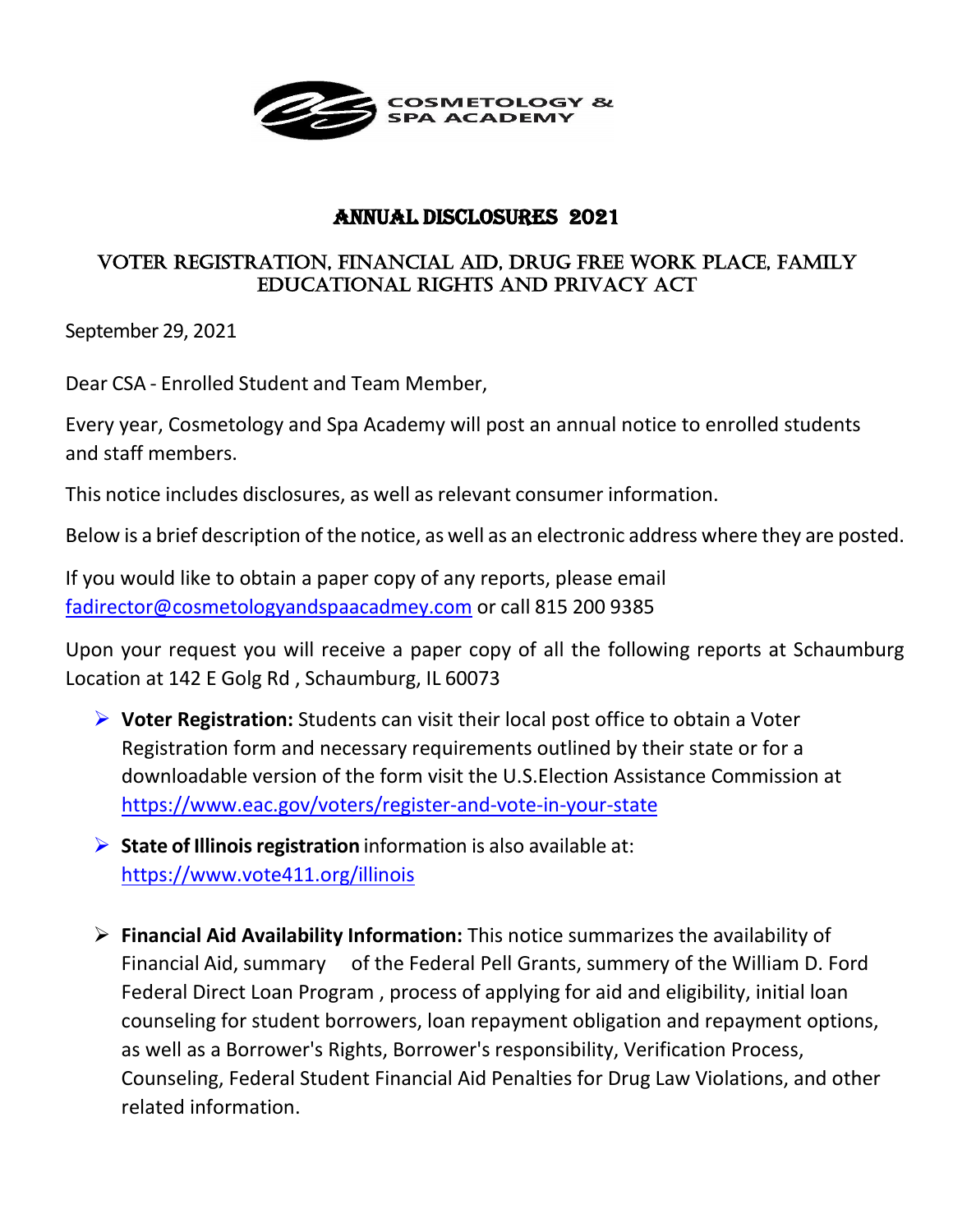COSMETOLOGY & SPA ACADEMY

# ANNUAL DISCLOSURES 2021

## VOTER REGISTRATION, FINANCIAL AID, DRUG FREE WORK PLACE, FAMILY EDUCATIONAL RIGHTS AND PRIVACY ACT

September 29, 2021

Dear CSA - Enrolled Student and Team Member,

Every year, Cosmetology and Spa Academy will post an annual notice to enrolled students and staff members.

This notice includes disclosures, as well as relevant consumer information.

Below is a brief description of the notice, as well as an electronic address where they are posted.

If you would like to obtain a paper copy of any reports, please email fadirector@cosmetologyandspaacadmey.com or call 815 200 9385

Upon your request you will receive a paper copy of all the following reports at Schaumburg Location at 142 E Golg Rd , Schaumburg, IL 60073

- **Voter Registration:** Students can visit their local post office to obtain a Voter Registration form and necessary requirements outlined by their state or for a downloadable version of the form visit the U.S.Election Assistance Commission at https://www.eac.gov/voters/register-and-vote-in-your-state
- **State of Illinois registration** information is also available at: https://www.vote411.org/illinois
- **Financial Aid Availability Information:** This notice summarizes the availability of Financial Aid, summary of the Federal Pell Grants, summery of the William D. Ford Federal Direct Loan Program , process of applying for aid and eligibility, initial loan counseling for student borrowers, loan repayment obligation and repayment options, as well as a Borrower's Rights, Borrower's responsibility, Verification Process, Counseling, Federal Student Financial Aid Penalties for Drug Law Violations, and other related information.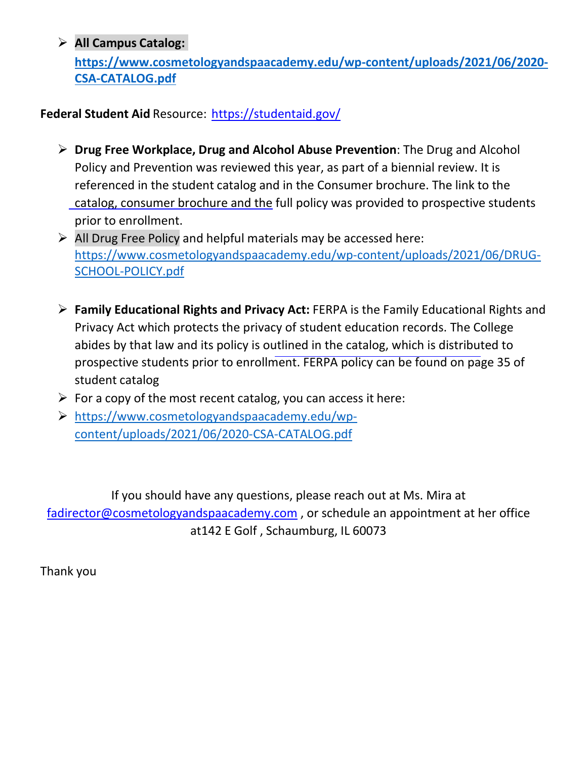- **All Campus Catalog:** **https://www.cosmetologyandspaacademy.edu/wp-content/uploads/2021/06/2020-CSA-CATALOG.pdf**

**Federal Student Aid** Resource: https://studentaid.gov/

- **Drug Free Workplace, Drug and Alcohol Abuse Prevention**: The Drug and Alcohol Policy and Prevention was reviewed this year, as part of a biennial review. It is referenced in the student catalog and in the Consumer brochure. The link to the catalog, consumer brochure and the full policy was provided to prospective students prior to enrollment.
- All Drug Free Policy and helpful materials may be accessed here: https://www.cosmetologyandspaacademy.edu/wp-content/uploads/2021/06/DRUG-SCHOOL-POLICY.pdf

- **Family Educational Rights and Privacy Act:** FERPA is the Family Educational Rights and Privacy Act which protects the privacy of student education records. The College abides by that law and its policy is outlined in the catalog, which is distributed to prospective students prior to enrollment. FERPA policy can be found on page 35 of student catalog
- For a copy of the most recent catalog, you can access it here:
- https://www.cosmetologyandspaacademy.edu/wp-content/uploads/2021/06/2020-CSA-CATALOG.pdf

If you should have any questions, please reach out at Ms. Mira at fadirector@cosmetologyandspaacademy.com , or schedule an appointment at her office at142 E Golf , Schaumburg, IL 60073

Thank you